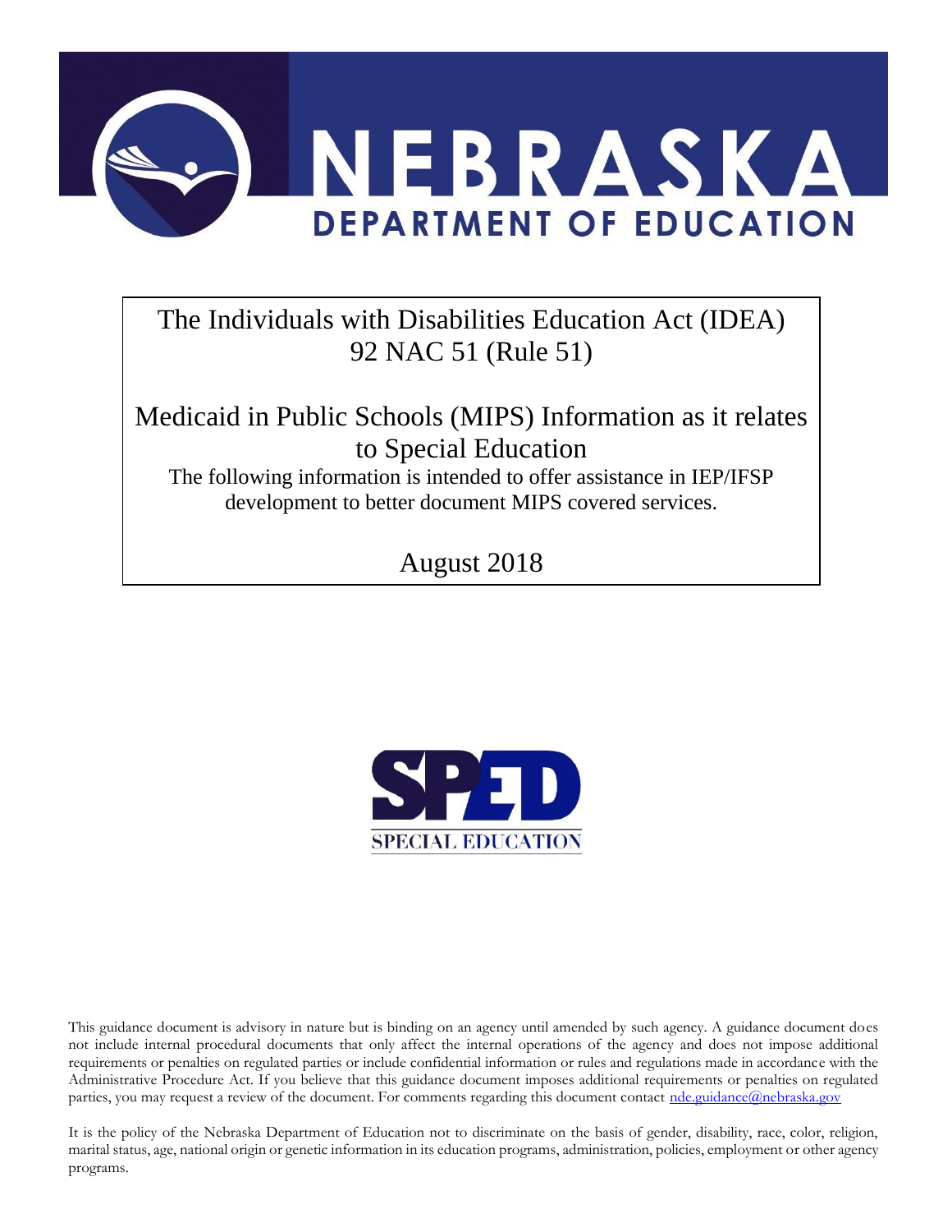# NEBRASKA DEPARTMENT OF EDUCATION

The Individuals with Disabilities Education Act (IDEA)
92 NAC 51 (Rule 51)

## Medicaid in Public Schools (MIPS) Information as it relates to Special Education

The following information is intended to offer assistance in IEP/IFSP development to better document MIPS covered services.

August 2018

SPED
SPECIAL EDUCATION

This guidance document is advisory in nature but is binding on an agency until amended by such agency. A guidance document does not include internal procedural documents that only affect the internal operations of the agency and does not impose additional requirements or penalties on regulated parties or include confidential information or rules and regulations made in accordance with the Administrative Procedure Act. If you believe that this guidance document imposes additional requirements or penalties on regulated parties, you may request a review of the document. For comments regarding this document contact nde.guidance@nebraska.gov

It is the policy of the Nebraska Department of Education not to discriminate on the basis of gender, disability, race, color, religion, marital status, age, national origin or genetic information in its education programs, administration, policies, employment or other agency programs.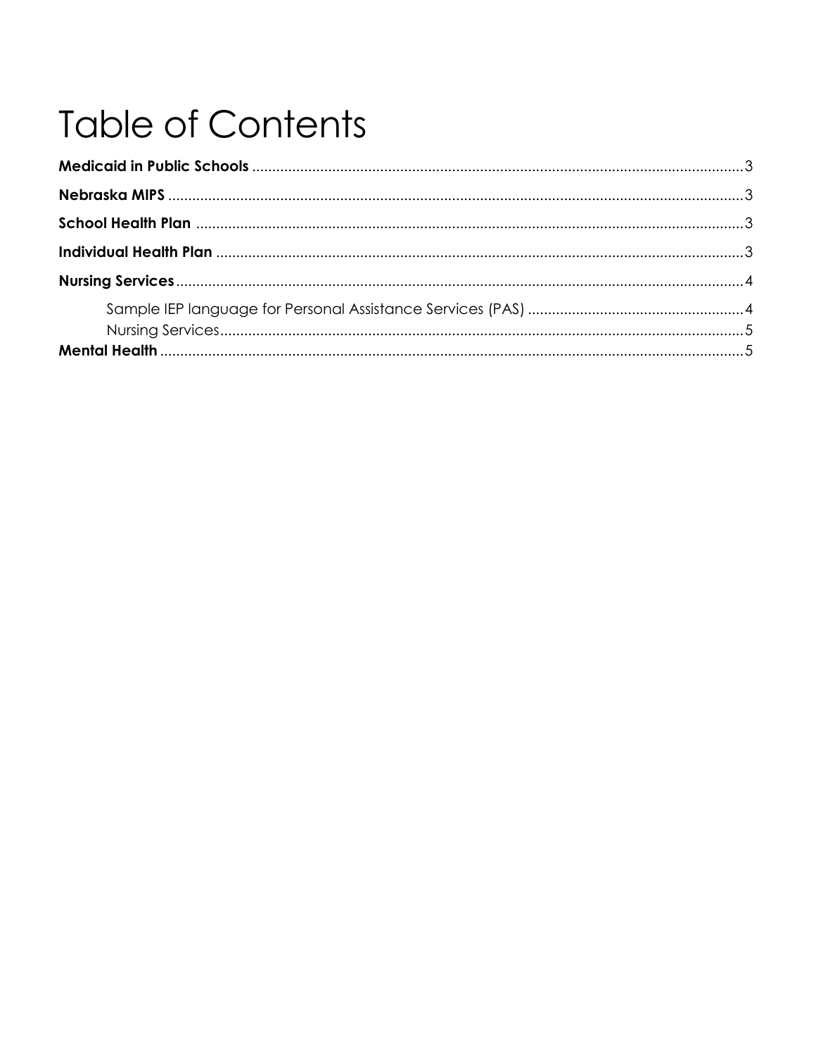# Table of Contents

**Medicaid in Public Schools** ....................................................................................................................... 3

**Nebraska MIPS** .......................................................................................................................................... 3

**School Health Plan** .................................................................................................................................. 3

**Individual Health Plan** ............................................................................................................................ 3

**Nursing Services** ...................................................................................................................................... 4

- Sample IEP language for Personal Assistance Services (PAS) ....................................................... 4
- Nursing Services ............................................................................................................................. 5

**Mental Health** ........................................................................................................................................... 5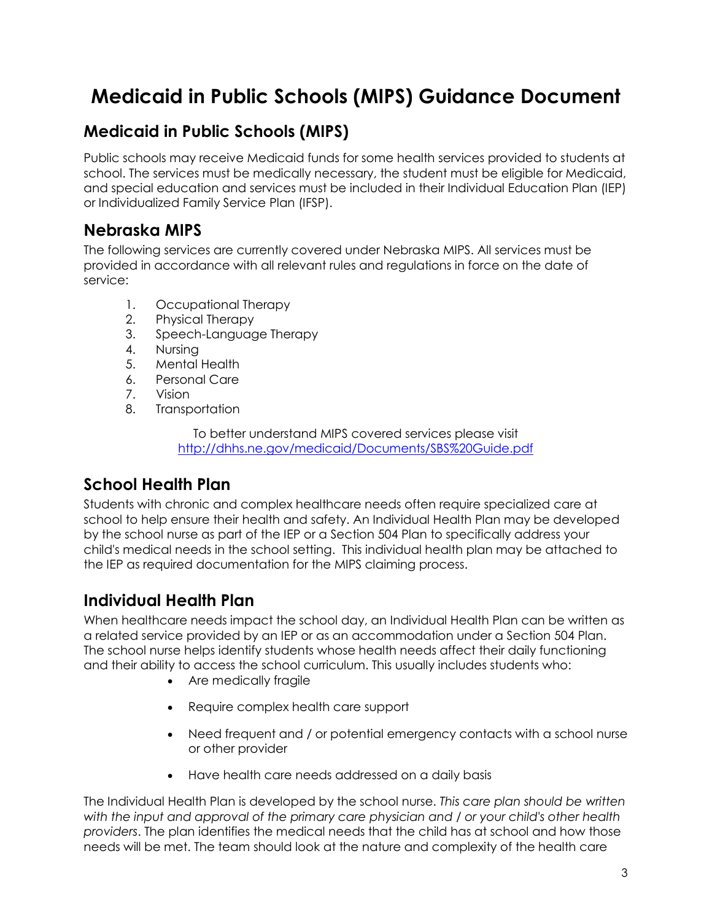# Medicaid in Public Schools (MIPS) Guidance Document

## Medicaid in Public Schools (MIPS)

Public schools may receive Medicaid funds for some health services provided to students at school. The services must be medically necessary, the student must be eligible for Medicaid, and special education and services must be included in their Individual Education Plan (IEP) or Individualized Family Service Plan (IFSP).

## Nebraska MIPS

The following services are currently covered under Nebraska MIPS. All services must be provided in accordance with all relevant rules and regulations in force on the date of service:

1. Occupational Therapy
2. Physical Therapy
3. Speech-Language Therapy
4. Nursing
5. Mental Health
6. Personal Care
7. Vision
8. Transportation

To better understand MIPS covered services please visit [http://dhhs.ne.gov/medicaid/Documents/SBS%20Guide.pdf](http://dhhs.ne.gov/medicaid/Documents/SBS%20Guide.pdf)

## School Health Plan

Students with chronic and complex healthcare needs often require specialized care at school to help ensure their health and safety. An Individual Health Plan may be developed by the school nurse as part of the IEP or a Section 504 Plan to specifically address your child's medical needs in the school setting. This individual health plan may be attached to the IEP as required documentation for the MIPS claiming process.

## Individual Health Plan

When healthcare needs impact the school day, an Individual Health Plan can be written as a related service provided by an IEP or as an accommodation under a Section 504 Plan. The school nurse helps identify students whose health needs affect their daily functioning and their ability to access the school curriculum. This usually includes students who:

- Are medically fragile
- Require complex health care support
- Need frequent and / or potential emergency contacts with a school nurse or other provider
- Have health care needs addressed on a daily basis

The Individual Health Plan is developed by the school nurse. *This care plan should be written with the input and approval of the primary care physician and / or your child's other health providers*. The plan identifies the medical needs that the child has at school and how those needs will be met. The team should look at the nature and complexity of the health care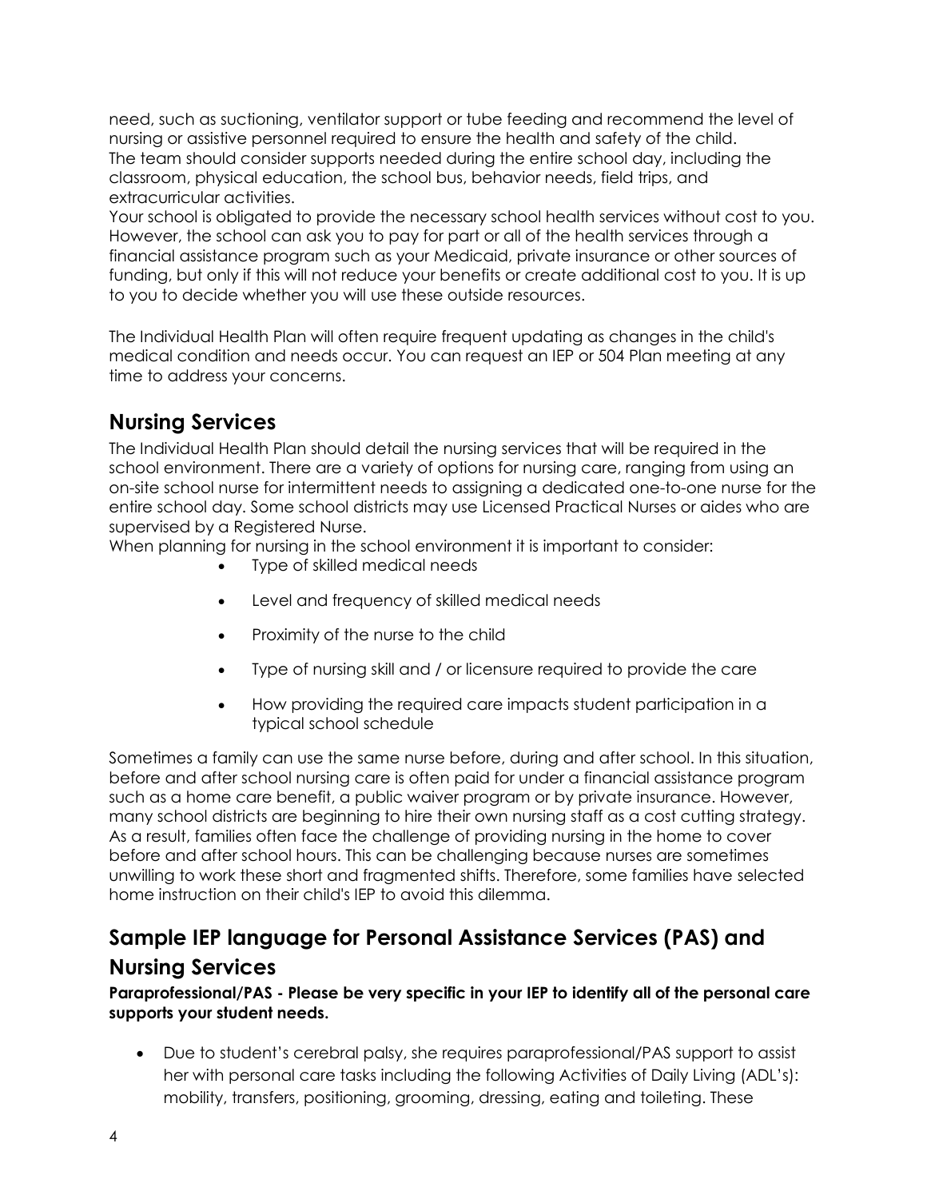need, such as suctioning, ventilator support or tube feeding and recommend the level of nursing or assistive personnel required to ensure the health and safety of the child. The team should consider supports needed during the entire school day, including the classroom, physical education, the school bus, behavior needs, field trips, and extracurricular activities.

Your school is obligated to provide the necessary school health services without cost to you. However, the school can ask you to pay for part or all of the health services through a financial assistance program such as your Medicaid, private insurance or other sources of funding, but only if this will not reduce your benefits or create additional cost to you. It is up to you to decide whether you will use these outside resources.

The Individual Health Plan will often require frequent updating as changes in the child's medical condition and needs occur. You can request an IEP or 504 Plan meeting at any time to address your concerns.

## Nursing Services

The Individual Health Plan should detail the nursing services that will be required in the school environment. There are a variety of options for nursing care, ranging from using an on-site school nurse for intermittent needs to assigning a dedicated one-to-one nurse for the entire school day. Some school districts may use Licensed Practical Nurses or aides who are supervised by a Registered Nurse.

When planning for nursing in the school environment it is important to consider:

- Type of skilled medical needs
- Level and frequency of skilled medical needs
- Proximity of the nurse to the child
- Type of nursing skill and / or licensure required to provide the care
- How providing the required care impacts student participation in a typical school schedule

Sometimes a family can use the same nurse before, during and after school. In this situation, before and after school nursing care is often paid for under a financial assistance program such as a home care benefit, a public waiver program or by private insurance. However, many school districts are beginning to hire their own nursing staff as a cost cutting strategy. As a result, families often face the challenge of providing nursing in the home to cover before and after school hours. This can be challenging because nurses are sometimes unwilling to work these short and fragmented shifts. Therefore, some families have selected home instruction on their child's IEP to avoid this dilemma.

## Sample IEP language for Personal Assistance Services (PAS) and Nursing Services

**Paraprofessional/PAS - Please be very specific in your IEP to identify all of the personal care supports your student needs.**

- Due to student's cerebral palsy, she requires paraprofessional/PAS support to assist her with personal care tasks including the following Activities of Daily Living (ADL's): mobility, transfers, positioning, grooming, dressing, eating and toileting. These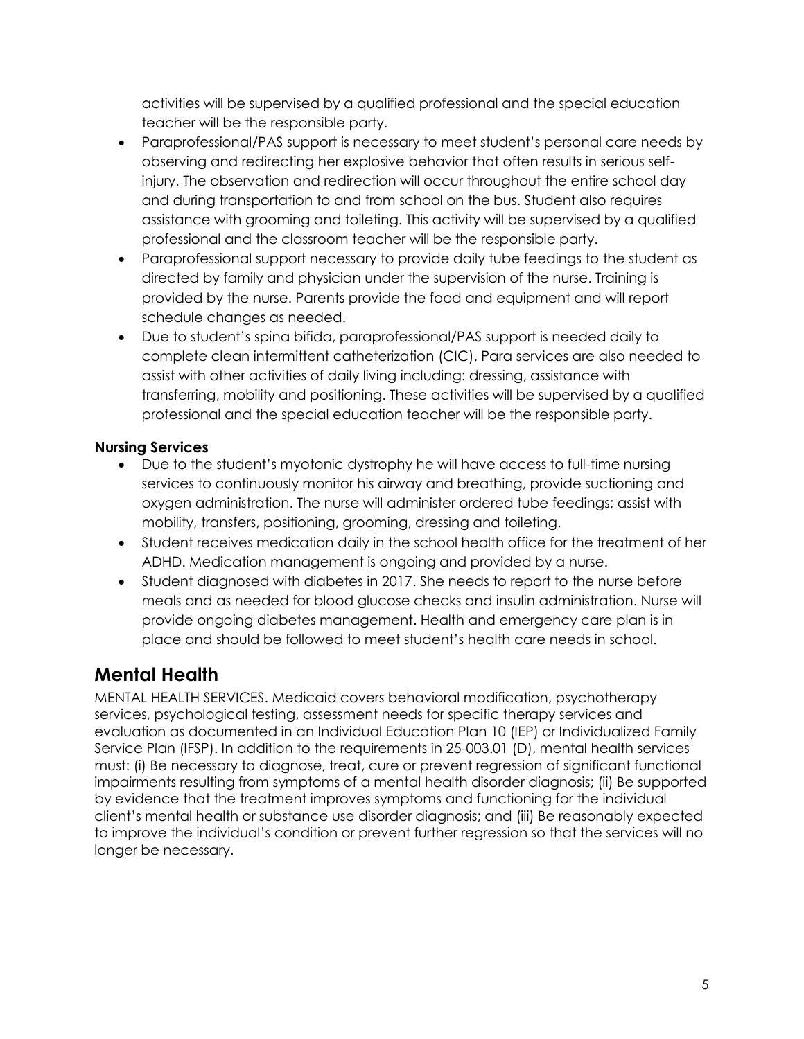activities will be supervised by a qualified professional and the special education teacher will be the responsible party.

- Paraprofessional/PAS support is necessary to meet student's personal care needs by observing and redirecting her explosive behavior that often results in serious self-injury. The observation and redirection will occur throughout the entire school day and during transportation to and from school on the bus. Student also requires assistance with grooming and toileting. This activity will be supervised by a qualified professional and the classroom teacher will be the responsible party.
- Paraprofessional support necessary to provide daily tube feedings to the student as directed by family and physician under the supervision of the nurse. Training is provided by the nurse. Parents provide the food and equipment and will report schedule changes as needed.
- Due to student's spina bifida, paraprofessional/PAS support is needed daily to complete clean intermittent catheterization (CIC). Para services are also needed to assist with other activities of daily living including: dressing, assistance with transferring, mobility and positioning. These activities will be supervised by a qualified professional and the special education teacher will be the responsible party.

**Nursing Services**

- Due to the student's myotonic dystrophy he will have access to full-time nursing services to continuously monitor his airway and breathing, provide suctioning and oxygen administration. The nurse will administer ordered tube feedings; assist with mobility, transfers, positioning, grooming, dressing and toileting.
- Student receives medication daily in the school health office for the treatment of her ADHD. Medication management is ongoing and provided by a nurse.
- Student diagnosed with diabetes in 2017. She needs to report to the nurse before meals and as needed for blood glucose checks and insulin administration. Nurse will provide ongoing diabetes management. Health and emergency care plan is in place and should be followed to meet student's health care needs in school.

## Mental Health

MENTAL HEALTH SERVICES. Medicaid covers behavioral modification, psychotherapy services, psychological testing, assessment needs for specific therapy services and evaluation as documented in an Individual Education Plan 10 (IEP) or Individualized Family Service Plan (IFSP). In addition to the requirements in 25-003.01 (D), mental health services must: (i) Be necessary to diagnose, treat, cure or prevent regression of significant functional impairments resulting from symptoms of a mental health disorder diagnosis; (ii) Be supported by evidence that the treatment improves symptoms and functioning for the individual client's mental health or substance use disorder diagnosis; and (iii) Be reasonably expected to improve the individual's condition or prevent further regression so that the services will no longer be necessary.